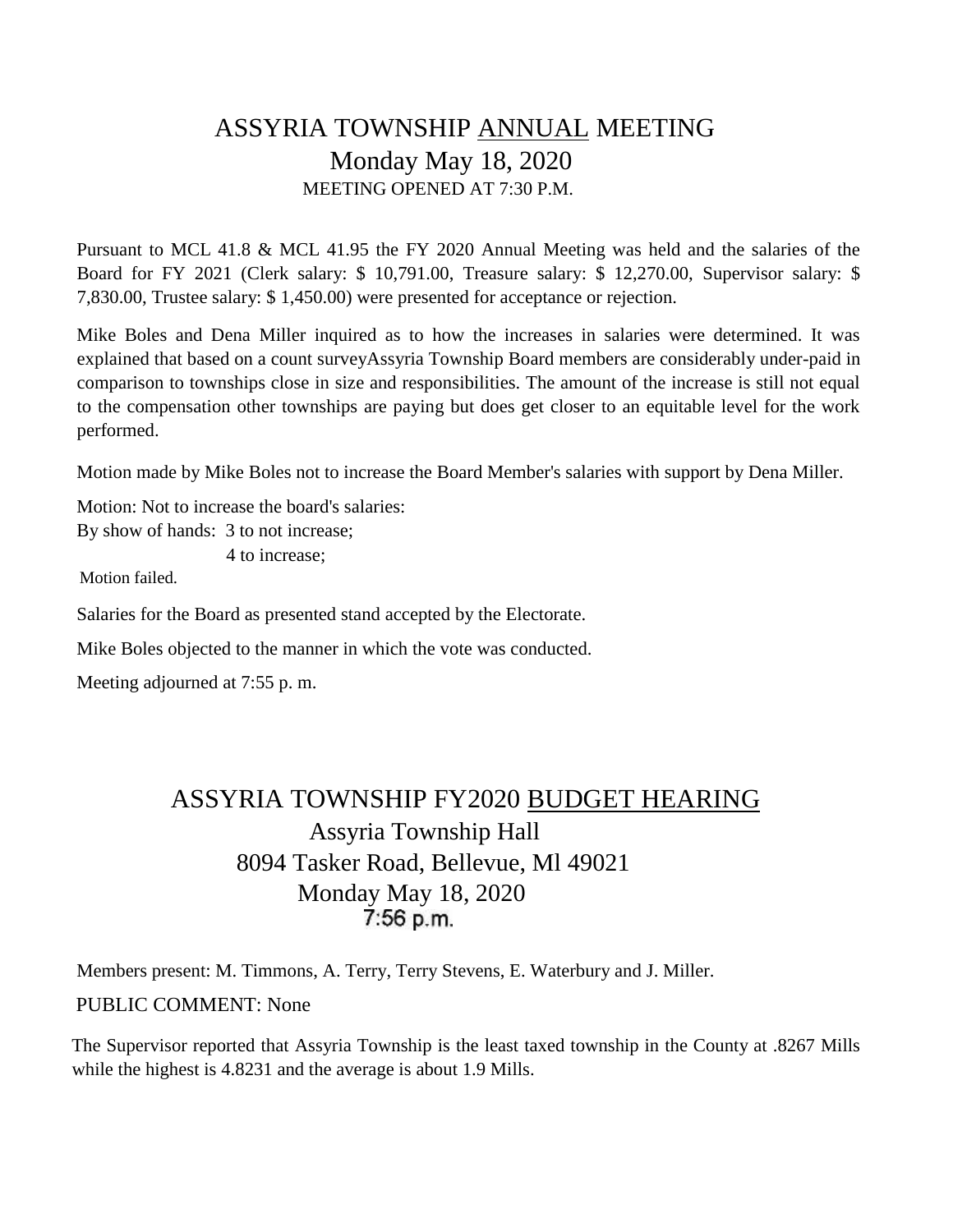# ASSYRIA TOWNSHIP <u>ANNUAL</u> MEETING

## Monday May 18, 2020

MEETING OPENED AT 7:30 P.M.

Pursuant to MCL 41.8 & MCL 41.95 the FY 2020 Annual Meeting was held and the salaries of the Board for FY 2021 (Clerk salary: $ 10,791.00, Treasure salary: $ 12,270.00, Supervisor salary: $ 7,830.00, Trustee salary: $ 1,450.00) were presented for acceptance or rejection.

Mike Boles and Dena Miller inquired as to how the increases in salaries were determined. It was explained that based on a count surveyAssyria Township Board members are considerably under-paid in comparison to townships close in size and responsibilities. The amount of the increase is still not equal to the compensation other townships are paying but does get closer to an equitable level for the work performed.

Motion made by Mike Boles not to increase the Board Member's salaries with support by Dena Miller.

Motion: Not to increase the board's salaries:
By show of hands: 3 to not increase;
4 to increase;
Motion failed.

Salaries for the Board as presented stand accepted by the Electorate.

Mike Boles objected to the manner in which the vote was conducted.

Meeting adjourned at 7:55 p. m.

# ASSYRIA TOWNSHIP FY2020 <u>BUDGET HEARING</u>

## Assyria Township Hall
## 8094 Tasker Road, Bellevue, Ml 49021
## Monday May 18, 2020
## 7:56 p.m.

Members present: M. Timmons, A. Terry, Terry Stevens, E. Waterbury and J. Miller.

PUBLIC COMMENT: None

The Supervisor reported that Assyria Township is the least taxed township in the County at .8267 Mills while the highest is 4.8231 and the average is about 1.9 Mills.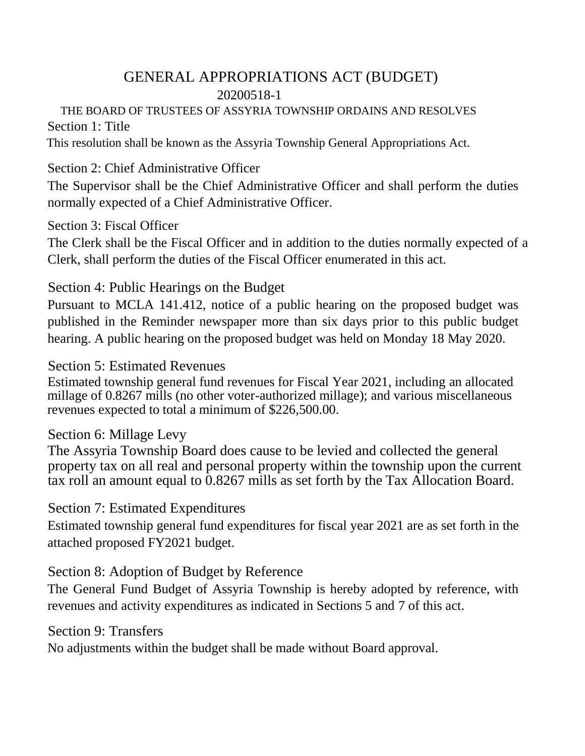# GENERAL APPROPRIATIONS ACT (BUDGET)

20200518-1

THE BOARD OF TRUSTEES OF ASSYRIA TOWNSHIP ORDAINS AND RESOLVES

## Section 1: Title

This resolution shall be known as the Assyria Township General Appropriations Act.

## Section 2: Chief Administrative Officer

The Supervisor shall be the Chief Administrative Officer and shall perform the duties normally expected of a Chief Administrative Officer.

## Section 3: Fiscal Officer

The Clerk shall be the Fiscal Officer and in addition to the duties normally expected of a Clerk, shall perform the duties of the Fiscal Officer enumerated in this act.

## Section 4: Public Hearings on the Budget

Pursuant to MCLA 141.412, notice of a public hearing on the proposed budget was published in the Reminder newspaper more than six days prior to this public budget hearing. A public hearing on the proposed budget was held on Monday 18 May 2020.

## Section 5: Estimated Revenues

Estimated township general fund revenues for Fiscal Year 2021, including an allocated millage of 0.8267 mills (no other voter-authorized millage); and various miscellaneous revenues expected to total a minimum of $226,500.00.

## Section 6: Millage Levy

The Assyria Township Board does cause to be levied and collected the general property tax on all real and personal property within the township upon the current tax roll an amount equal to 0.8267 mills as set forth by the Tax Allocation Board.

## Section 7: Estimated Expenditures

Estimated township general fund expenditures for fiscal year 2021 are as set forth in the attached proposed FY2021 budget.

## Section 8: Adoption of Budget by Reference

The General Fund Budget of Assyria Township is hereby adopted by reference, with revenues and activity expenditures as indicated in Sections 5 and 7 of this act.

## Section 9: Transfers

No adjustments within the budget shall be made without Board approval.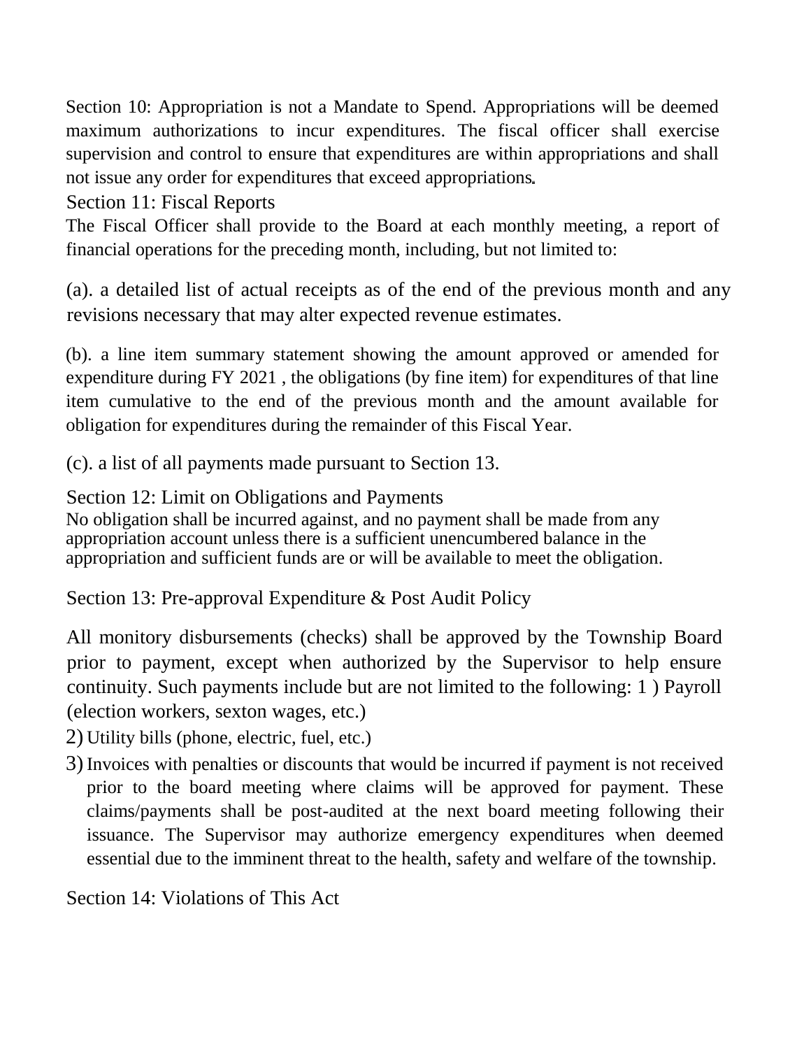Section 10: Appropriation is not a Mandate to Spend. Appropriations will be deemed maximum authorizations to incur expenditures. The fiscal officer shall exercise supervision and control to ensure that expenditures are within appropriations and shall not issue any order for expenditures that exceed appropriations.

Section 11: Fiscal Reports

The Fiscal Officer shall provide to the Board at each monthly meeting, a report of financial operations for the preceding month, including, but not limited to:

(a). a detailed list of actual receipts as of the end of the previous month and any revisions necessary that may alter expected revenue estimates.

(b). a line item summary statement showing the amount approved or amended for expenditure during FY 2021 , the obligations (by fine item) for expenditures of that line item cumulative to the end of the previous month and the amount available for obligation for expenditures during the remainder of this Fiscal Year.

(c). a list of all payments made pursuant to Section 13.

Section 12: Limit on Obligations and Payments

No obligation shall be incurred against, and no payment shall be made from any appropriation account unless there is a sufficient unencumbered balance in the appropriation and sufficient funds are or will be available to meet the obligation.

Section 13: Pre-approval Expenditure & Post Audit Policy

All monitory disbursements (checks) shall be approved by the Township Board prior to payment, except when authorized by the Supervisor to help ensure continuity. Such payments include but are not limited to the following: 1 ) Payroll (election workers, sexton wages, etc.)

2) Utility bills (phone, electric, fuel, etc.)

3) Invoices with penalties or discounts that would be incurred if payment is not received prior to the board meeting where claims will be approved for payment. These claims/payments shall be post-audited at the next board meeting following their issuance. The Supervisor may authorize emergency expenditures when deemed essential due to the imminent threat to the health, safety and welfare of the township.

Section 14: Violations of This Act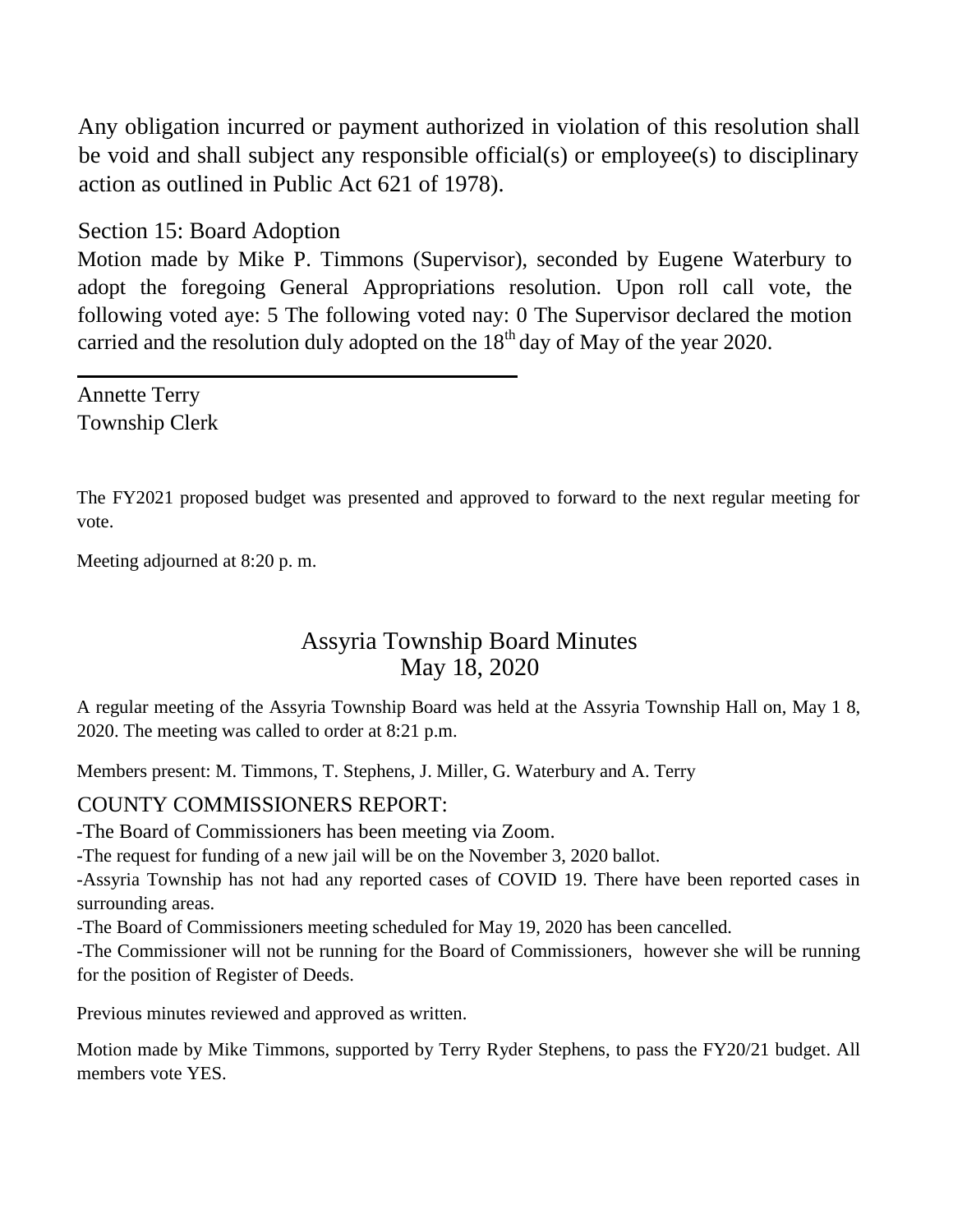Any obligation incurred or payment authorized in violation of this resolution shall be void and shall subject any responsible official(s) or employee(s) to disciplinary action as outlined in Public Act 621 of 1978).

Section 15: Board Adoption

Motion made by Mike P. Timmons (Supervisor), seconded by Eugene Waterbury to adopt the foregoing General Appropriations resolution. Upon roll call vote, the following voted aye: 5 The following voted nay: 0 The Supervisor declared the motion carried and the resolution duly adopted on the 18th day of May of the year 2020.

\_\_\_\_\_\_\_\_\_\_\_\_\_\_\_\_\_\_\_\_\_\_\_\_\_\_\_\_\_\_\_\_\_\_\_\_\_\_\_\_

Annette Terry
Township Clerk

The FY2021 proposed budget was presented and approved to forward to the next regular meeting for vote.

Meeting adjourned at 8:20 p. m.

## Assyria Township Board Minutes
## May 18, 2020

A regular meeting of the Assyria Township Board was held at the Assyria Township Hall on, May 1 8, 2020. The meeting was called to order at 8:21 p.m.

Members present: M. Timmons, T. Stephens, J. Miller, G. Waterbury and A. Terry

COUNTY COMMISSIONERS REPORT:

-The Board of Commissioners has been meeting via Zoom.

-The request for funding of a new jail will be on the November 3, 2020 ballot.

-Assyria Township has not had any reported cases of COVID 19. There have been reported cases in surrounding areas.

-The Board of Commissioners meeting scheduled for May 19, 2020 has been cancelled.

-The Commissioner will not be running for the Board of Commissioners, however she will be running for the position of Register of Deeds.

Previous minutes reviewed and approved as written.

Motion made by Mike Timmons, supported by Terry Ryder Stephens, to pass the FY20/21 budget. All members vote YES.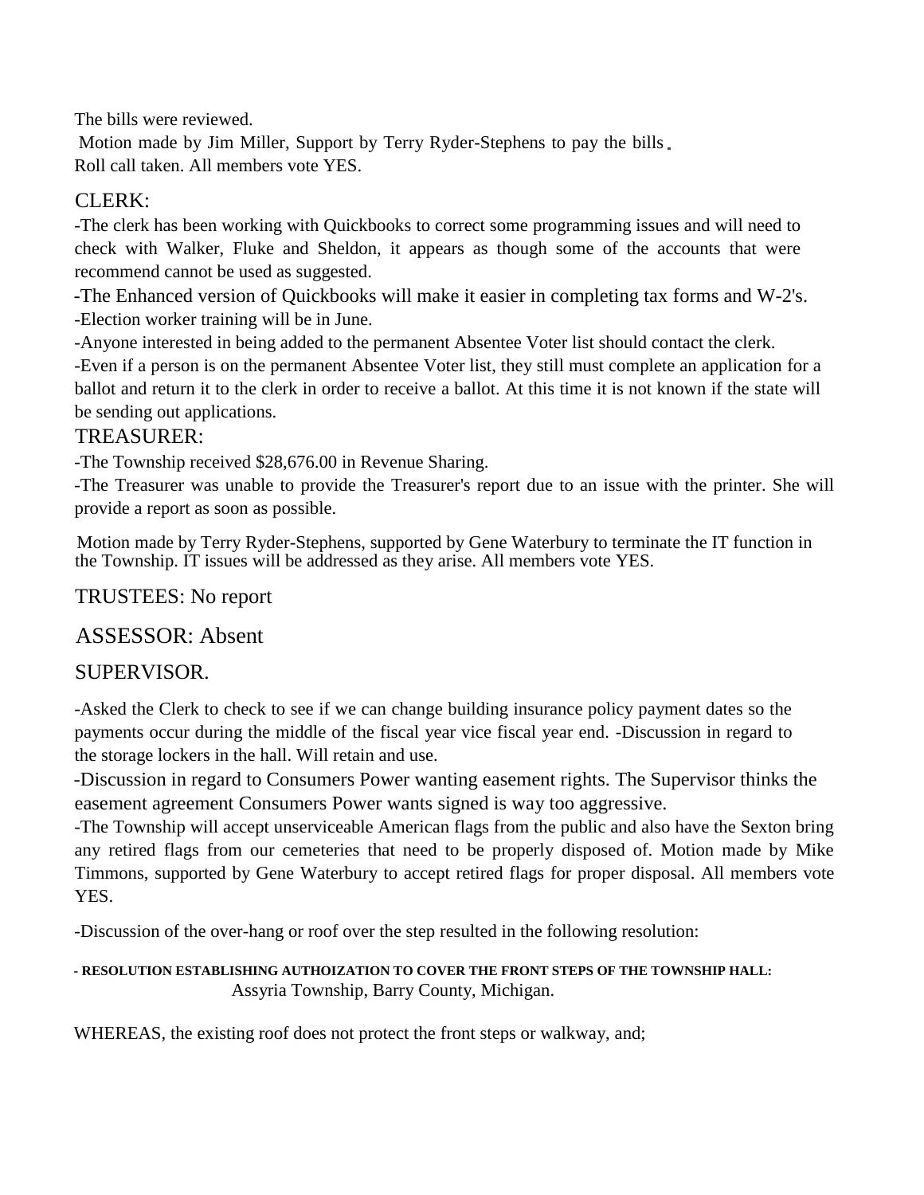The bills were reviewed.

Motion made by Jim Miller, Support by Terry Ryder-Stephens to pay the bills.
Roll call taken. All members vote YES.

## CLERK:

-The clerk has been working with Quickbooks to correct some programming issues and will need to check with Walker, Fluke and Sheldon, it appears as though some of the accounts that were recommend cannot be used as suggested.

-The Enhanced version of Quickbooks will make it easier in completing tax forms and W-2's.

-Election worker training will be in June.

-Anyone interested in being added to the permanent Absentee Voter list should contact the clerk.

-Even if a person is on the permanent Absentee Voter list, they still must complete an application for a ballot and return it to the clerk in order to receive a ballot. At this time it is not known if the state will be sending out applications.

## TREASURER:

-The Township received $28,676.00 in Revenue Sharing.

-The Treasurer was unable to provide the Treasurer's report due to an issue with the printer. She will provide a report as soon as possible.

Motion made by Terry Ryder-Stephens, supported by Gene Waterbury to terminate the IT function in the Township. IT issues will be addressed as they arise. All members vote YES.

## TRUSTEES: No report

## ASSESSOR: Absent

## SUPERVISOR.

-Asked the Clerk to check to see if we can change building insurance policy payment dates so the payments occur during the middle of the fiscal year vice fiscal year end. -Discussion in regard to the storage lockers in the hall. Will retain and use.

-Discussion in regard to Consumers Power wanting easement rights. The Supervisor thinks the easement agreement Consumers Power wants signed is way too aggressive.

-The Township will accept unserviceable American flags from the public and also have the Sexton bring any retired flags from our cemeteries that need to be properly disposed of. Motion made by Mike Timmons, supported by Gene Waterbury to accept retired flags for proper disposal. All members vote YES.

-Discussion of the over-hang or roof over the step resulted in the following resolution:

**- RESOLUTION ESTABLISHING AUTHOIZATION TO COVER THE FRONT STEPS OF THE TOWNSHIP HALL:**
Assyria Township, Barry County, Michigan.

WHEREAS, the existing roof does not protect the front steps or walkway, and;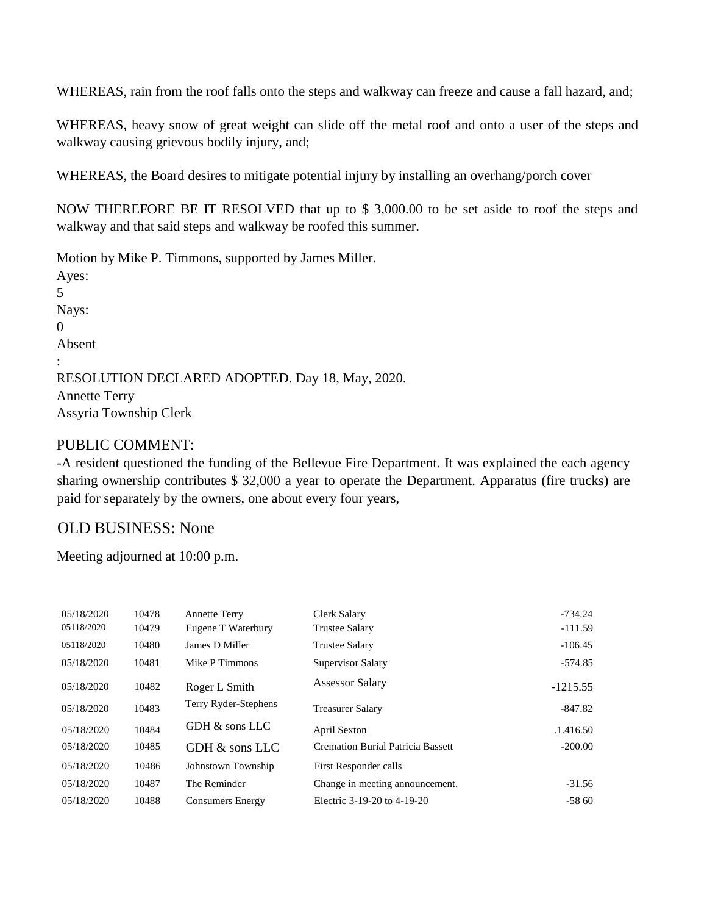WHEREAS, rain from the roof falls onto the steps and walkway can freeze and cause a fall hazard, and;

WHEREAS, heavy snow of great weight can slide off the metal roof and onto a user of the steps and walkway causing grievous bodily injury, and;

WHEREAS, the Board desires to mitigate potential injury by installing an overhang/porch cover

NOW THEREFORE BE IT RESOLVED that up to $ 3,000.00 to be set aside to roof the steps and walkway and that said steps and walkway be roofed this summer.

Motion by Mike P. Timmons, supported by James Miller.
Ayes:
5
Nays:
0
Absent
:
RESOLUTION DECLARED ADOPTED. Day 18, May, 2020.
Annette Terry
Assyria Township Clerk

PUBLIC COMMENT:
-A resident questioned the funding of the Bellevue Fire Department. It was explained the each agency sharing ownership contributes $ 32,000 a year to operate the Department. Apparatus (fire trucks) are paid for separately by the owners, one about every four years,

OLD BUSINESS: None

Meeting adjourned at 10:00 p.m.

| | | | | |
|---|---|---|---|---|
| 05/18/2020 | 10478 | Annette Terry | Clerk Salary | -734.24 |
| 05118/2020 | 10479 | Eugene T Waterbury | Trustee Salary | -111.59 |
| 05118/2020 | 10480 | James D Miller | Trustee Salary | -106.45 |
| 05/18/2020 | 10481 | Mike P Timmons | Supervisor Salary | -574.85 |
| 05/18/2020 | 10482 | Roger L Smith | Assessor Salary | -1215.55 |
| 05/18/2020 | 10483 | Terry Ryder-Stephens | Treasurer Salary | -847.82 |
| 05/18/2020 | 10484 | GDH & sons LLC | April Sexton | .1.416.50 |
| 05/18/2020 | 10485 | GDH & sons LLC | Cremation Burial Patricia Bassett | -200.00 |
| 05/18/2020 | 10486 | Johnstown Township | First Responder calls | |
| 05/18/2020 | 10487 | The Reminder | Change in meeting announcement. | -31.56 |
| 05/18/2020 | 10488 | Consumers Energy | Electric 3-19-20 to 4-19-20 | -58 60 |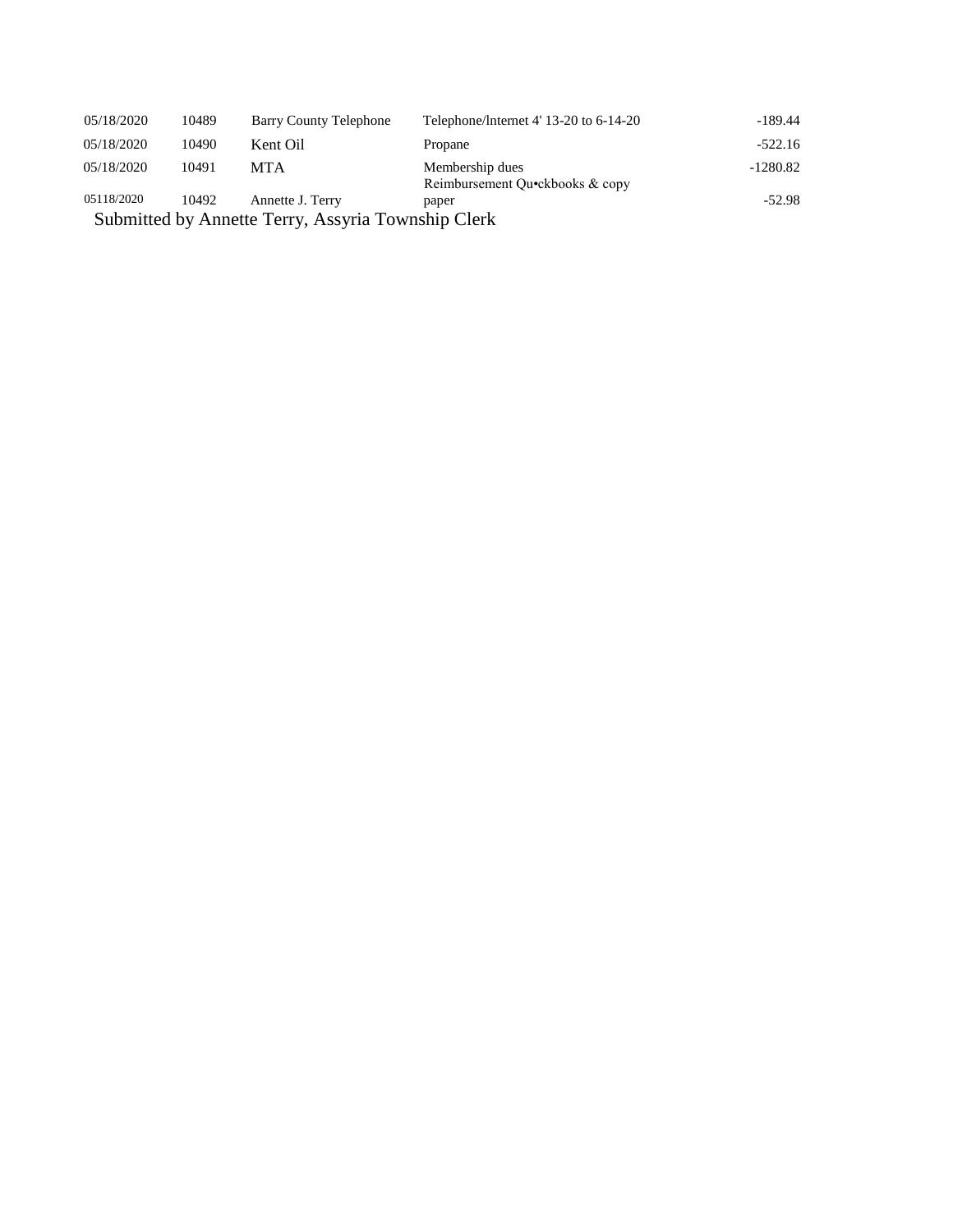| | | | | |
|---|---|---|---|---|
| 05/18/2020 | 10489 | Barry County Telephone | Telephone/lnternet 4' 13-20 to 6-14-20 | -189.44 |
| 05/18/2020 | 10490 | Kent Oil | Propane | -522.16 |
| 05/18/2020 | 10491 | MTA | Membership dues | -1280.82 |
| 05118/2020 | 10492 | Annette J. Terry | Reimbursement Qu•ckbooks & copy paper | -52.98 |

Submitted by Annette Terry, Assyria Township Clerk